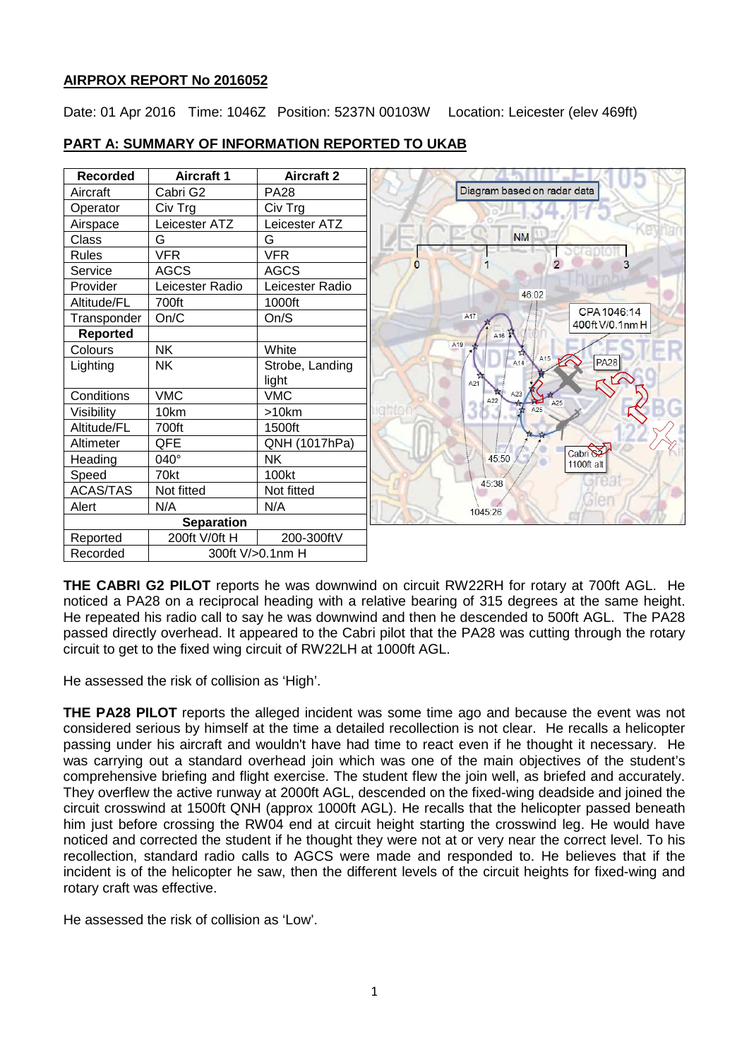**AIRPROX REPORT No 2016052**

Date: 01 Apr 2016 Time: 1046Z Position: 5237N 00103W Location: Leicester (elev 469ft)

**PART A: SUMMARY OF INFORMATION REPORTED TO UKAB**

| Recorded | Aircraft 1 | Aircraft 2 |
|---|---|---|
| Aircraft | Cabri G2 | PA28 |
| Operator | Civ Trg | Civ Trg |
| Airspace | Leicester ATZ | Leicester ATZ |
| Class | G | G |
| Rules | VFR | VFR |
| Service | AGCS | AGCS |
| Provider | Leicester Radio | Leicester Radio |
| Altitude/FL | 700ft | 1000ft |
| Transponder | On/C | On/S |
| **Reported** | | |
| Colours | NK | White |
| Lighting | NK | Strobe, Landing light |
| Conditions | VMC | VMC |
| Visibility | 10km | >10km |
| Altitude/FL | 700ft | 1500ft |
| Altimeter | QFE | QNH (1017hPa) |
| Heading | 040° | NK |
| Speed | 70kt | 100kt |
| ACAS/TAS | Not fitted | Not fitted |
| Alert | N/A | N/A |
| **Separation** | | |
| Reported | 200ft V/0ft H | 200-300ftV |
| Recorded | 300ft V/>0.1nm H | |

Diagram based on radar data

**THE CABRI G2 PILOT** reports he was downwind on circuit RW22RH for rotary at 700ft AGL. He noticed a PA28 on a reciprocal heading with a relative bearing of 315 degrees at the same height. He repeated his radio call to say he was downwind and then he descended to 500ft AGL. The PA28 passed directly overhead. It appeared to the Cabri pilot that the PA28 was cutting through the rotary circuit to get to the fixed wing circuit of RW22LH at 1000ft AGL.

He assessed the risk of collision as 'High'.

**THE PA28 PILOT** reports the alleged incident was some time ago and because the event was not considered serious by himself at the time a detailed recollection is not clear. He recalls a helicopter passing under his aircraft and wouldn't have had time to react even if he thought it necessary. He was carrying out a standard overhead join which was one of the main objectives of the student's comprehensive briefing and flight exercise. The student flew the join well, as briefed and accurately. They overflew the active runway at 2000ft AGL, descended on the fixed-wing deadside and joined the circuit crosswind at 1500ft QNH (approx 1000ft AGL). He recalls that the helicopter passed beneath him just before crossing the RW04 end at circuit height starting the crosswind leg. He would have noticed and corrected the student if he thought they were not at or very near the correct level. To his recollection, standard radio calls to AGCS were made and responded to. He believes that if the incident is of the helicopter he saw, then the different levels of the circuit heights for fixed-wing and rotary craft was effective.

He assessed the risk of collision as 'Low'.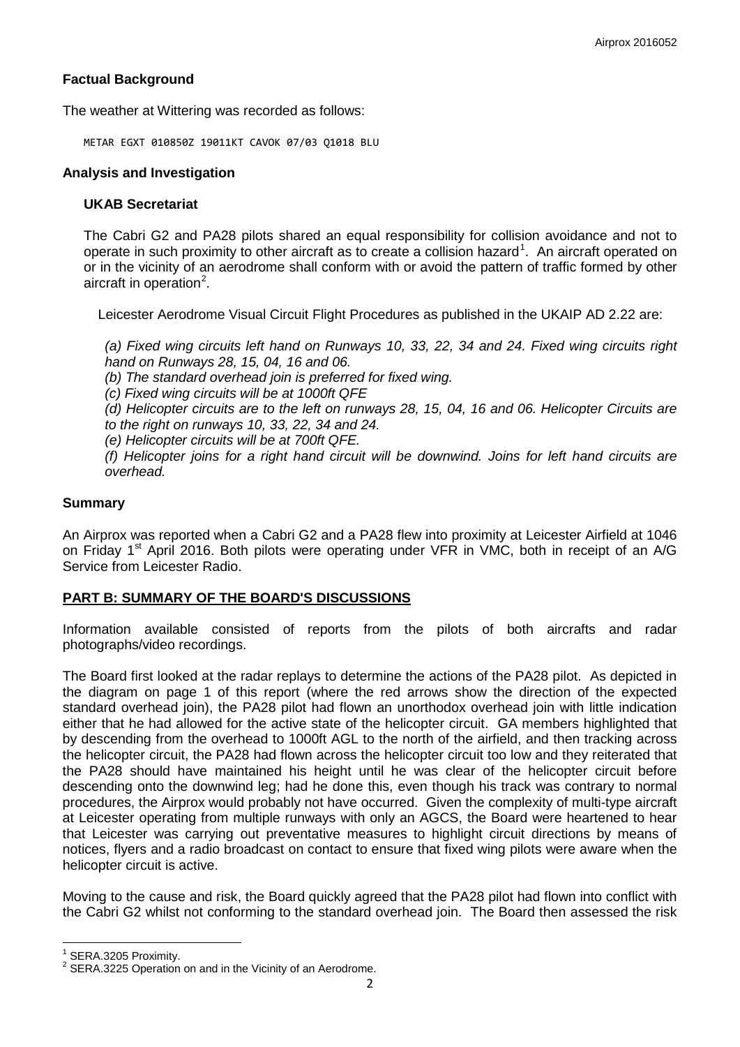## Factual Background

The weather at Wittering was recorded as follows:

```
METAR EGXT 010850Z 19011KT CAVOK 07/03 Q1018 BLU
```

## Analysis and Investigation

### UKAB Secretariat

The Cabri G2 and PA28 pilots shared an equal responsibility for collision avoidance and not to operate in such proximity to other aircraft as to create a collision hazard[1]. An aircraft operated on or in the vicinity of an aerodrome shall conform with or avoid the pattern of traffic formed by other aircraft in operation[2].

Leicester Aerodrome Visual Circuit Flight Procedures as published in the UKAIP AD 2.22 are:

*(a) Fixed wing circuits left hand on Runways 10, 33, 22, 34 and 24. Fixed wing circuits right hand on Runways 28, 15, 04, 16 and 06.*

*(b) The standard overhead join is preferred for fixed wing.*

*(c) Fixed wing circuits will be at 1000ft QFE*

*(d) Helicopter circuits are to the left on runways 28, 15, 04, 16 and 06. Helicopter Circuits are to the right on runways 10, 33, 22, 34 and 24.*

*(e) Helicopter circuits will be at 700ft QFE.*

*(f) Helicopter joins for a right hand circuit will be downwind. Joins for left hand circuits are overhead.*

## Summary

An Airprox was reported when a Cabri G2 and a PA28 flew into proximity at Leicester Airfield at 1046 on Friday 1st April 2016. Both pilots were operating under VFR in VMC, both in receipt of an A/G Service from Leicester Radio.

## PART B: SUMMARY OF THE BOARD'S DISCUSSIONS

Information available consisted of reports from the pilots of both aircrafts and radar photographs/video recordings.

The Board first looked at the radar replays to determine the actions of the PA28 pilot. As depicted in the diagram on page 1 of this report (where the red arrows show the direction of the expected standard overhead join), the PA28 pilot had flown an unorthodox overhead join with little indication either that he had allowed for the active state of the helicopter circuit. GA members highlighted that by descending from the overhead to 1000ft AGL to the north of the airfield, and then tracking across the helicopter circuit, the PA28 had flown across the helicopter circuit too low and they reiterated that the PA28 should have maintained his height until he was clear of the helicopter circuit before descending onto the downwind leg; had he done this, even though his track was contrary to normal procedures, the Airprox would probably not have occurred. Given the complexity of multi-type aircraft at Leicester operating from multiple runways with only an AGCS, the Board were heartened to hear that Leicester was carrying out preventative measures to highlight circuit directions by means of notices, flyers and a radio broadcast on contact to ensure that fixed wing pilots were aware when the helicopter circuit is active.

Moving to the cause and risk, the Board quickly agreed that the PA28 pilot had flown into conflict with the Cabri G2 whilst not conforming to the standard overhead join. The Board then assessed the risk

---

[1] SERA.3205 Proximity.

[2] SERA.3225 Operation on and in the Vicinity of an Aerodrome.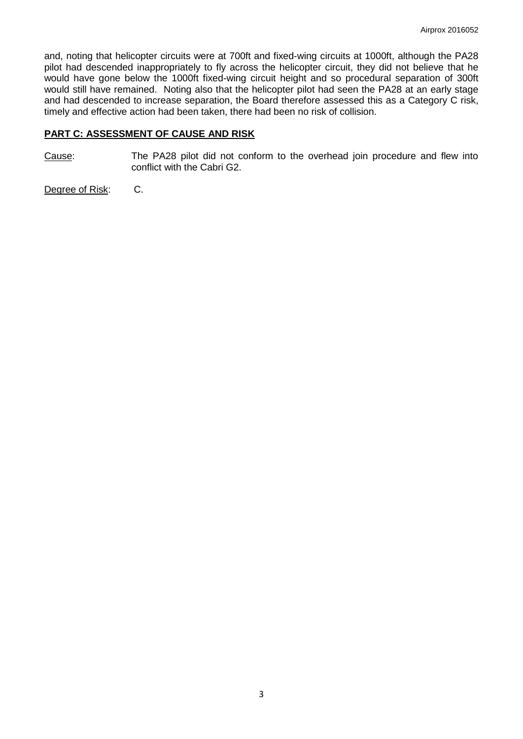and, noting that helicopter circuits were at 700ft and fixed-wing circuits at 1000ft, although the PA28 pilot had descended inappropriately to fly across the helicopter circuit, they did not believe that he would have gone below the 1000ft fixed-wing circuit height and so procedural separation of 300ft would still have remained. Noting also that the helicopter pilot had seen the PA28 at an early stage and had descended to increase separation, the Board therefore assessed this as a Category C risk, timely and effective action had been taken, there had been no risk of collision.

## PART C: ASSESSMENT OF CAUSE AND RISK

Cause: The PA28 pilot did not conform to the overhead join procedure and flew into conflict with the Cabri G2.

Degree of Risk: C.